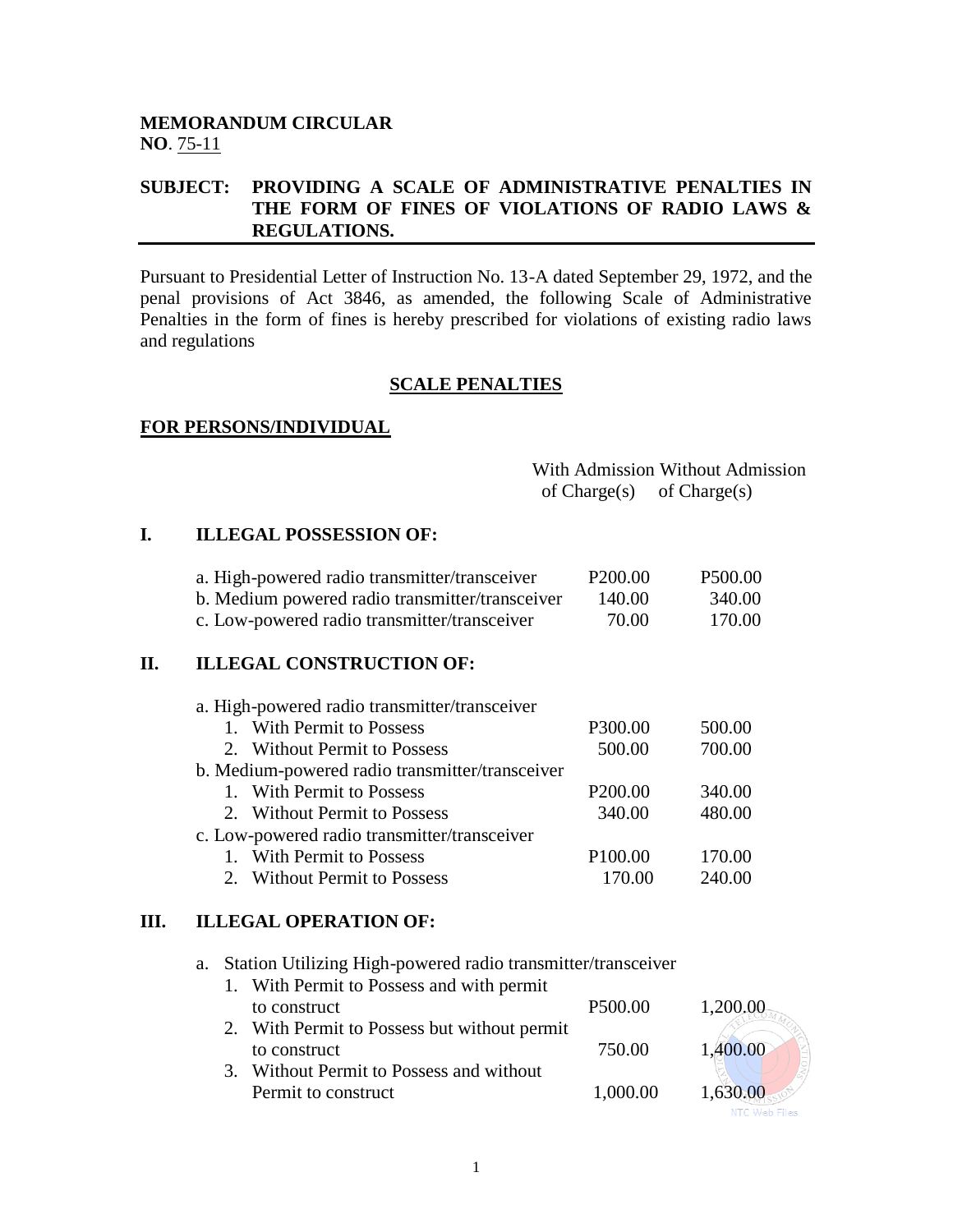**MEMORANDUM CIRCULAR**
**NO**. 75-11

**SUBJECT: PROVIDING A SCALE OF ADMINISTRATIVE PENALTIES IN THE FORM OF FINES OF VIOLATIONS OF RADIO LAWS & REGULATIONS.**

---

Pursuant to Presidential Letter of Instruction No. 13-A dated September 29, 1972, and the penal provisions of Act 3846, as amended, the following Scale of Administrative Penalties in the form of fines is hereby prescribed for violations of existing radio laws and regulations

## SCALE PENALTIES

### FOR PERSONS/INDIVIDUAL

| | With Admission of Charge(s) | Without Admission of Charge(s) |
|---|---|---|
| **I. ILLEGAL POSSESSION OF:** | | |
| a. High-powered radio transmitter/transceiver | P200.00 | P500.00 |
| b. Medium powered radio transmitter/transceiver | 140.00 | 340.00 |
| c. Low-powered radio transmitter/transceiver | 70.00 | 170.00 |
| **II. ILLEGAL CONSTRUCTION OF:** | | |
| a. High-powered radio transmitter/transceiver | | |
| 1. With Permit to Possess | P300.00 | 500.00 |
| 2. Without Permit to Possess | 500.00 | 700.00 |
| b. Medium-powered radio transmitter/transceiver | | |
| 1. With Permit to Possess | P200.00 | 340.00 |
| 2. Without Permit to Possess | 340.00 | 480.00 |
| c. Low-powered radio transmitter/transceiver | | |
| 1. With Permit to Possess | P100.00 | 170.00 |
| 2. Without Permit to Possess | 170.00 | 240.00 |
| **III. ILLEGAL OPERATION OF:** | | |
| a. Station Utilizing High-powered radio transmitter/transceiver | | |
| 1. With Permit to Possess and with permit to construct | P500.00 | 1,200.00 |
| 2. With Permit to Possess but without permit to construct | 750.00 | 1,400.00 |
| 3. Without Permit to Possess and without Permit to construct | 1,000.00 | 1,630.00 |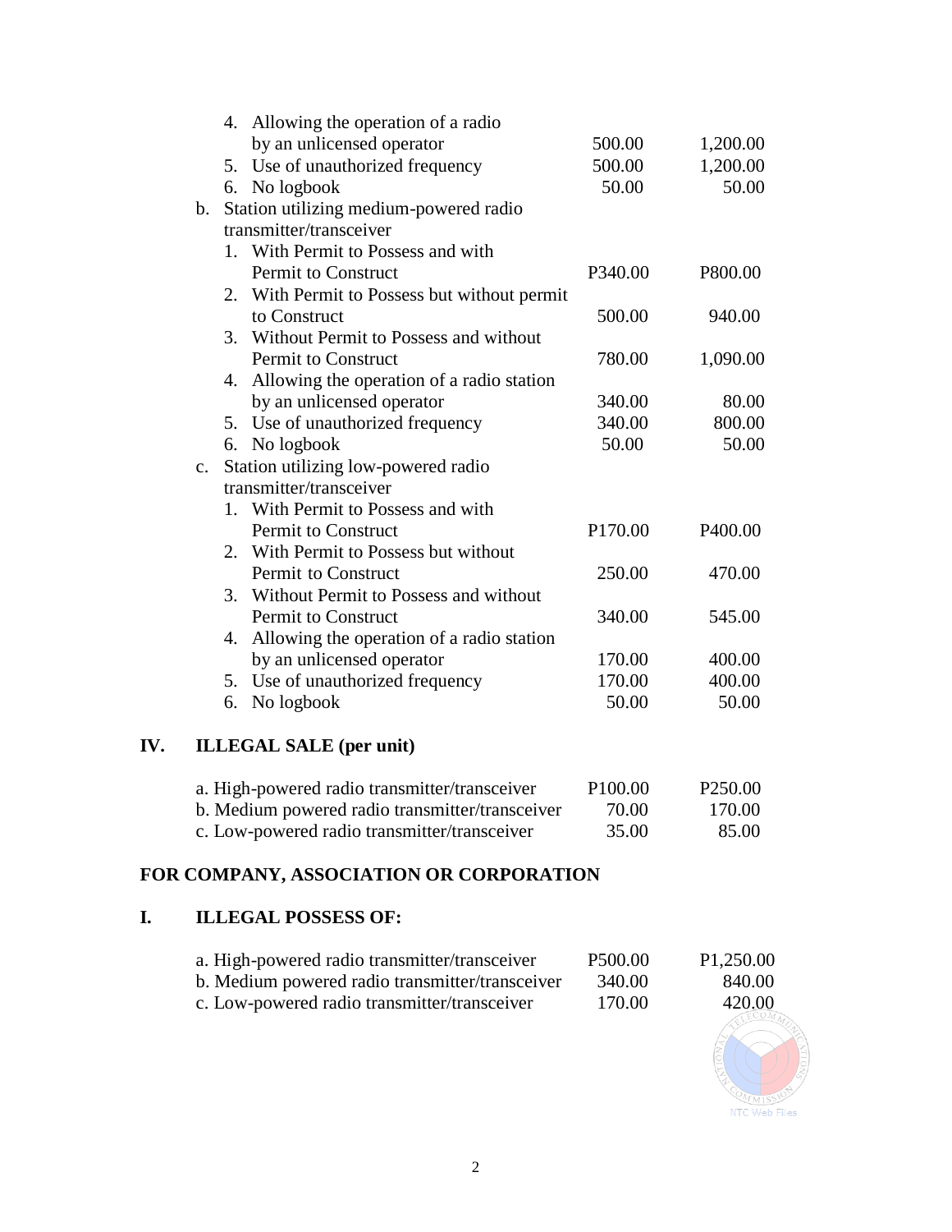| | | |
|---|---|---|
| 4. Allowing the operation of a radio by an unlicensed operator | 500.00 | 1,200.00 |
| 5. Use of unauthorized frequency | 500.00 | 1,200.00 |
| 6. No logbook | 50.00 | 50.00 |
| **b. Station utilizing medium-powered radio transmitter/transceiver** | | |
| 1. With Permit to Possess and with Permit to Construct | P340.00 | P800.00 |
| 2. With Permit to Possess but without permit to Construct | 500.00 | 940.00 |
| 3. Without Permit to Possess and without Permit to Construct | 780.00 | 1,090.00 |
| 4. Allowing the operation of a radio station by an unlicensed operator | 340.00 | 80.00 |
| 5. Use of unauthorized frequency | 340.00 | 800.00 |
| 6. No logbook | 50.00 | 50.00 |
| **c. Station utilizing low-powered radio transmitter/transceiver** | | |
| 1. With Permit to Possess and with Permit to Construct | P170.00 | P400.00 |
| 2. With Permit to Possess but without Permit to Construct | 250.00 | 470.00 |
| 3. Without Permit to Possess and without Permit to Construct | 340.00 | 545.00 |
| 4. Allowing the operation of a radio station by an unlicensed operator | 170.00 | 400.00 |
| 5. Use of unauthorized frequency | 170.00 | 400.00 |
| 6. No logbook | 50.00 | 50.00 |

## IV. ILLEGAL SALE (per unit)

| | | |
|---|---|---|
| a. High-powered radio transmitter/transceiver | P100.00 | P250.00 |
| b. Medium powered radio transmitter/transceiver | 70.00 | 170.00 |
| c. Low-powered radio transmitter/transceiver | 35.00 | 85.00 |

# FOR COMPANY, ASSOCIATION OR CORPORATION

## I. ILLEGAL POSSESS OF:

| | | |
|---|---|---|
| a. High-powered radio transmitter/transceiver | P500.00 | P1,250.00 |
| b. Medium powered radio transmitter/transceiver | 340.00 | 840.00 |
| c. Low-powered radio transmitter/transceiver | 170.00 | 420.00 |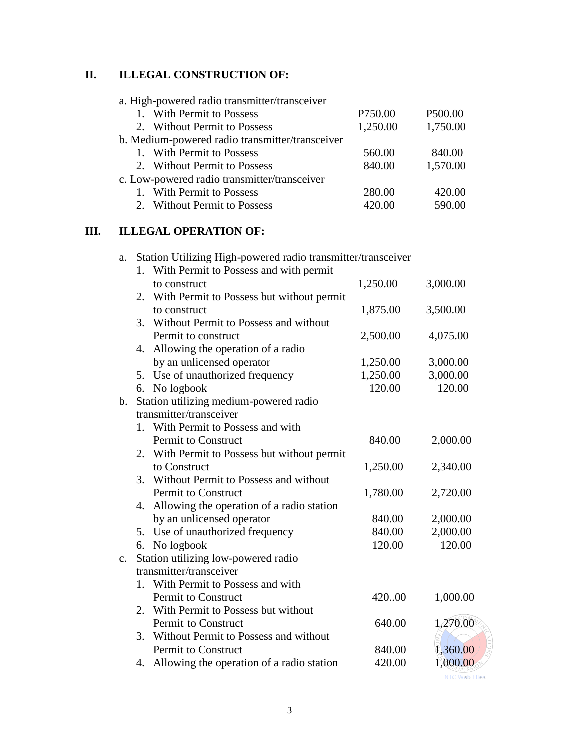## II. ILLEGAL CONSTRUCTION OF:

| | | |
|---|---|---|
| a. High-powered radio transmitter/transceiver | | |
| 1. With Permit to Possess | P750.00 | P500.00 |
| 2. Without Permit to Possess | 1,250.00 | 1,750.00 |
| b. Medium-powered radio transmitter/transceiver | | |
| 1. With Permit to Possess | 560.00 | 840.00 |
| 2. Without Permit to Possess | 840.00 | 1,570.00 |
| c. Low-powered radio transmitter/transceiver | | |
| 1. With Permit to Possess | 280.00 | 420.00 |
| 2. Without Permit to Possess | 420.00 | 590.00 |

## III. ILLEGAL OPERATION OF:

| | | |
|---|---|---|
| a. Station Utilizing High-powered radio transmitter/transceiver | | |
| 1. With Permit to Possess and with permit to construct | 1,250.00 | 3,000.00 |
| 2. With Permit to Possess but without permit to construct | 1,875.00 | 3,500.00 |
| 3. Without Permit to Possess and without Permit to construct | 2,500.00 | 4,075.00 |
| 4. Allowing the operation of a radio by an unlicensed operator | 1,250.00 | 3,000.00 |
| 5. Use of unauthorized frequency | 1,250.00 | 3,000.00 |
| 6. No logbook | 120.00 | 120.00 |
| b. Station utilizing medium-powered radio transmitter/transceiver | | |
| 1. With Permit to Possess and with Permit to Construct | 840.00 | 2,000.00 |
| 2. With Permit to Possess but without permit to Construct | 1,250.00 | 2,340.00 |
| 3. Without Permit to Possess and without Permit to Construct | 1,780.00 | 2,720.00 |
| 4. Allowing the operation of a radio station by an unlicensed operator | 840.00 | 2,000.00 |
| 5. Use of unauthorized frequency | 840.00 | 2,000.00 |
| 6. No logbook | 120.00 | 120.00 |
| c. Station utilizing low-powered radio transmitter/transceiver | | |
| 1. With Permit to Possess and with Permit to Construct | 420..00 | 1,000.00 |
| 2. With Permit to Possess but without Permit to Construct | 640.00 | 1,270.00 |
| 3. Without Permit to Possess and without Permit to Construct | 840.00 | 1,360.00 |
| 4. Allowing the operation of a radio station | 420.00 | 1,000.00 |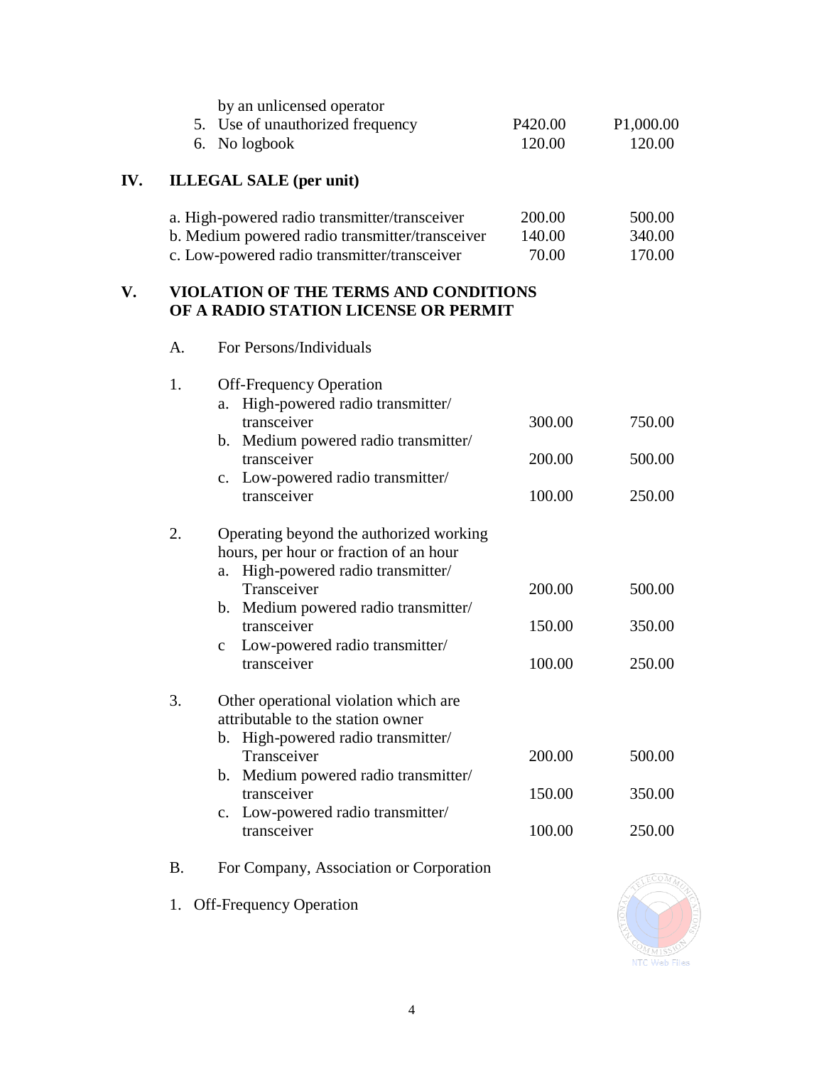| | | |
|---|---|---|
| by an unlicensed operator | | |
| 5. Use of unauthorized frequency | P420.00 | P1,000.00 |
| 6. No logbook | 120.00 | 120.00 |

## IV. ILLEGAL SALE (per unit)

| | | |
|---|---|---|
| a. High-powered radio transmitter/transceiver | 200.00 | 500.00 |
| b. Medium powered radio transmitter/transceiver | 140.00 | 340.00 |
| c. Low-powered radio transmitter/transceiver | 70.00 | 170.00 |

## V. VIOLATION OF THE TERMS AND CONDITIONS OF A RADIO STATION LICENSE OR PERMIT

A. For Persons/Individuals

| | | |
|---|---|---|
| 1. Off-Frequency Operation | | |
| a. High-powered radio transmitter/ transceiver | 300.00 | 750.00 |
| b. Medium powered radio transmitter/ transceiver | 200.00 | 500.00 |
| c. Low-powered radio transmitter/ transceiver | 100.00 | 250.00 |
| 2. Operating beyond the authorized working hours, per hour or fraction of an hour | | |
| a. High-powered radio transmitter/ Transceiver | 200.00 | 500.00 |
| b. Medium powered radio transmitter/ transceiver | 150.00 | 350.00 |
| c Low-powered radio transmitter/ transceiver | 100.00 | 250.00 |
| 3. Other operational violation which are attributable to the station owner | | |
| b. High-powered radio transmitter/ Transceiver | 200.00 | 500.00 |
| b. Medium powered radio transmitter/ transceiver | 150.00 | 350.00 |
| c. Low-powered radio transmitter/ transceiver | 100.00 | 250.00 |

B. For Company, Association or Corporation

1. Off-Frequency Operation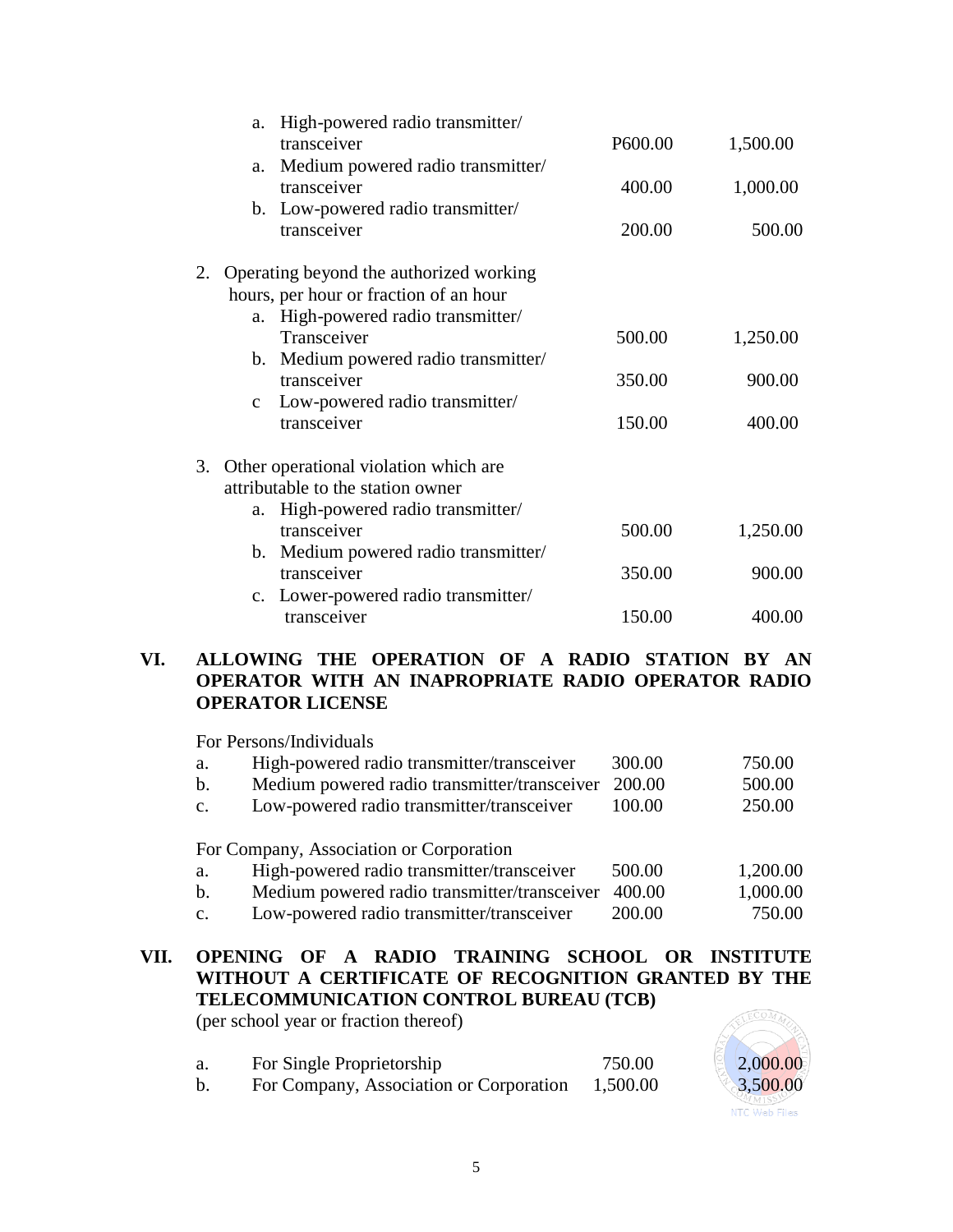| | | |
|---|---|---|
| a. High-powered radio transmitter/ transceiver | P600.00 | 1,500.00 |
| a. Medium powered radio transmitter/ transceiver | 400.00 | 1,000.00 |
| b. Low-powered radio transmitter/ transceiver | 200.00 | 500.00 |

2. Operating beyond the authorized working hours, per hour or fraction of an hour

| | | |
|---|---|---|
| a. High-powered radio transmitter/ Transceiver | 500.00 | 1,250.00 |
| b. Medium powered radio transmitter/ transceiver | 350.00 | 900.00 |
| c Low-powered radio transmitter/ transceiver | 150.00 | 400.00 |

3. Other operational violation which are attributable to the station owner

| | | |
|---|---|---|
| a. High-powered radio transmitter/ transceiver | 500.00 | 1,250.00 |
| b. Medium powered radio transmitter/ transceiver | 350.00 | 900.00 |
| c. Lower-powered radio transmitter/ transceiver | 150.00 | 400.00 |

## VI. ALLOWING THE OPERATION OF A RADIO STATION BY AN OPERATOR WITH AN INAPROPRIATE RADIO OPERATOR RADIO OPERATOR LICENSE

For Persons/Individuals

| | | | |
|---|---|---|---|
| a. | High-powered radio transmitter/transceiver | 300.00 | 750.00 |
| b. | Medium powered radio transmitter/transceiver | 200.00 | 500.00 |
| c. | Low-powered radio transmitter/transceiver | 100.00 | 250.00 |

For Company, Association or Corporation

| | | | |
|---|---|---|---|
| a. | High-powered radio transmitter/transceiver | 500.00 | 1,200.00 |
| b. | Medium powered radio transmitter/transceiver | 400.00 | 1,000.00 |
| c. | Low-powered radio transmitter/transceiver | 200.00 | 750.00 |

## VII. OPENING OF A RADIO TRAINING SCHOOL OR INSTITUTE WITHOUT A CERTIFICATE OF RECOGNITION GRANTED BY THE TELECOMMUNICATION CONTROL BUREAU (TCB)

(per school year or fraction thereof)

| | | | |
|---|---|---|---|
| a. | For Single Proprietorship | 750.00 | 2,000.00 |
| b. | For Company, Association or Corporation | 1,500.00 | 3,500.00 |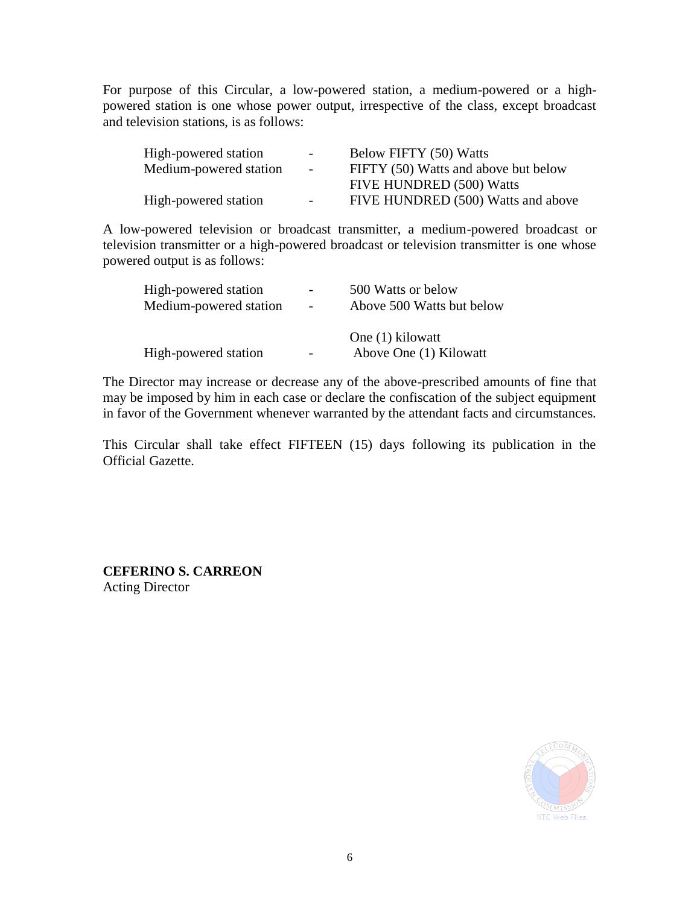For purpose of this Circular, a low-powered station, a medium-powered or a high-powered station is one whose power output, irrespective of the class, except broadcast and television stations, is as follows:

| | | |
|---|---|---|
| High-powered station | - | Below FIFTY (50) Watts |
| Medium-powered station | - | FIFTY (50) Watts and above but below FIVE HUNDRED (500) Watts |
| High-powered station | - | FIVE HUNDRED (500) Watts and above |

A low-powered television or broadcast transmitter, a medium-powered broadcast or television transmitter or a high-powered broadcast or television transmitter is one whose powered output is as follows:

| | | |
|---|---|---|
| High-powered station | - | 500 Watts or below |
| Medium-powered station | - | Above 500 Watts but below One (1) kilowatt |
| High-powered station | - | Above One (1) Kilowatt |

The Director may increase or decrease any of the above-prescribed amounts of fine that may be imposed by him in each case or declare the confiscation of the subject equipment in favor of the Government whenever warranted by the attendant facts and circumstances.

This Circular shall take effect FIFTEEN (15) days following its publication in the Official Gazette.

**CEFERINO S. CARREON**
Acting Director